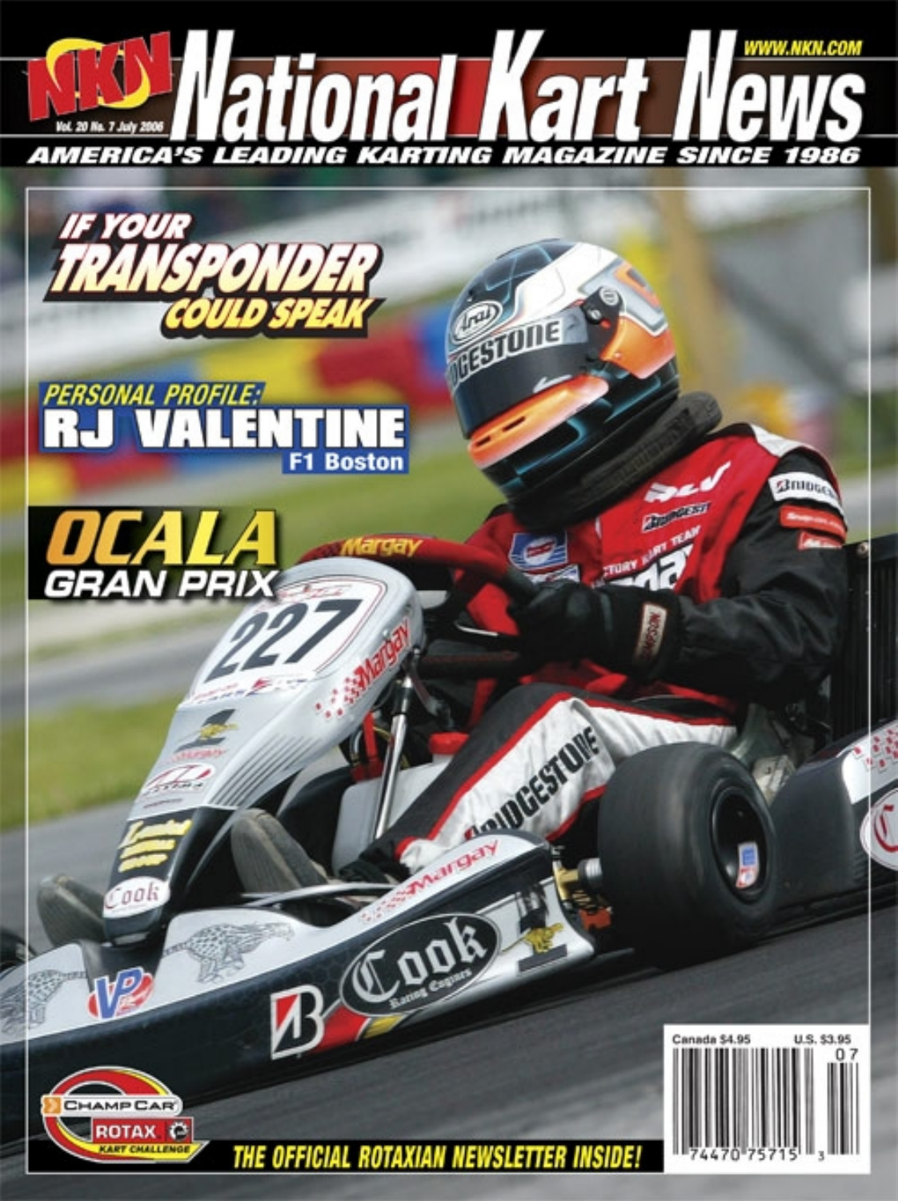# National Kart News

NKN

WWW.NKN.COM

Vol. 20 No. 7 July 2006

**AMERICA'S LEADING KARTING MAGAZINE SINCE 1986**

## IF YOUR TRANSPONDER COULD SPEAK

## PERSONAL PROFILE: RJ VALENTINE

F1 Boston

## OCALA GRAN PRIX

Canada $4.95 U.S. $3.95

07

74470 75715 3

CHAMP CAR ROTAX KART CHALLENGE

**THE OFFICIAL ROTAXIAN NEWSLETTER INSIDE!**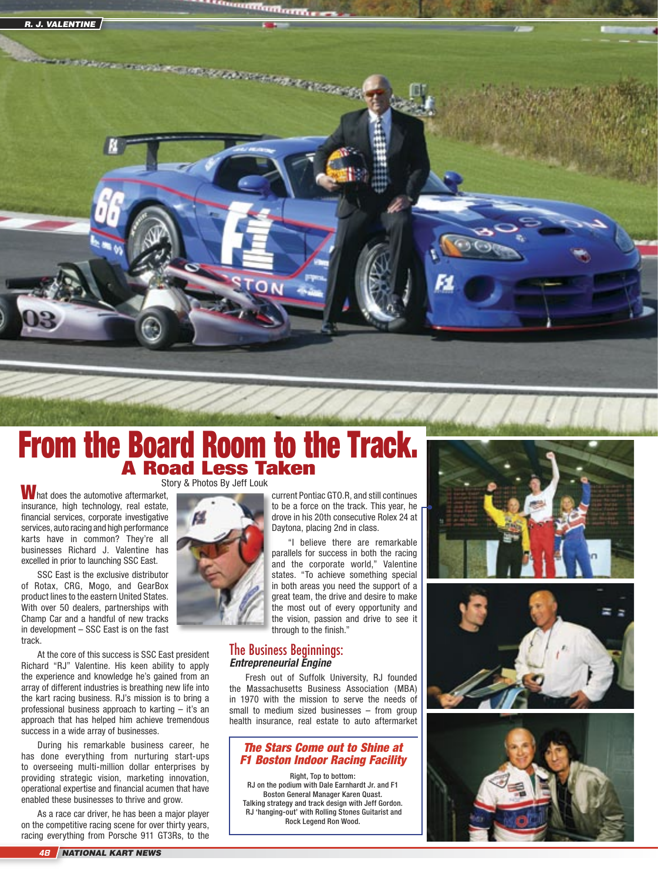# From the Board Room to the Track.

## A Road Less Taken

Story & Photos By Jeff Louk

What does the automotive aftermarket, insurance, high technology, real estate, financial services, corporate investigative services, auto racing and high performance karts have in common? They're all businesses Richard J. Valentine has excelled in prior to launching SSC East.

SSC East is the exclusive distributor of Rotax, CRG, Mogo, and GearBox product lines to the eastern United States. With over 50 dealers, partnerships with Champ Car and a handful of new tracks in development – SSC East is on the fast track.

At the core of this success is SSC East president Richard "RJ" Valentine. His keen ability to apply the experience and knowledge he's gained from an array of different industries is breathing new life into the kart racing business. RJ's mission is to bring a professional business approach to karting – it's an approach that has helped him achieve tremendous success in a wide array of businesses.

During his remarkable business career, he has done everything from nurturing start-ups to overseeing multi-million dollar enterprises by providing strategic vision, marketing innovation, operational expertise and financial acumen that have enabled these businesses to thrive and grow.

As a race car driver, he has been a major player on the competitive racing scene for over thirty years, racing everything from Porsche 911 GT3Rs, to the current Pontiac GTO.R, and still continues to be a force on the track. This year, he drove in his 20th consecutive Rolex 24 at Daytona, placing 2nd in class.

"I believe there are remarkable parallels for success in both the racing and the corporate world," Valentine states. "To achieve something special in both areas you need the support of a great team, the drive and desire to make the most out of every opportunity and the vision, passion and drive to see it through to the finish."

### The Business Beginnings:
***Entrepreneurial Engine***

Fresh out of Suffolk University, RJ founded the Massachusetts Business Association (MBA) in 1970 with the mission to serve the needs of small to medium sized businesses – from group health insurance, real estate to auto aftermarket

***The Stars Come out to Shine at F1 Boston Indoor Racing Facility***

Right, Top to bottom:
RJ on the podium with Dale Earnhardt Jr. and F1 Boston General Manager Karen Quast.
Talking strategy and track design with Jeff Gordon.
RJ 'hanging-out' with Rolling Stones Guitarist and Rock Legend Ron Wood.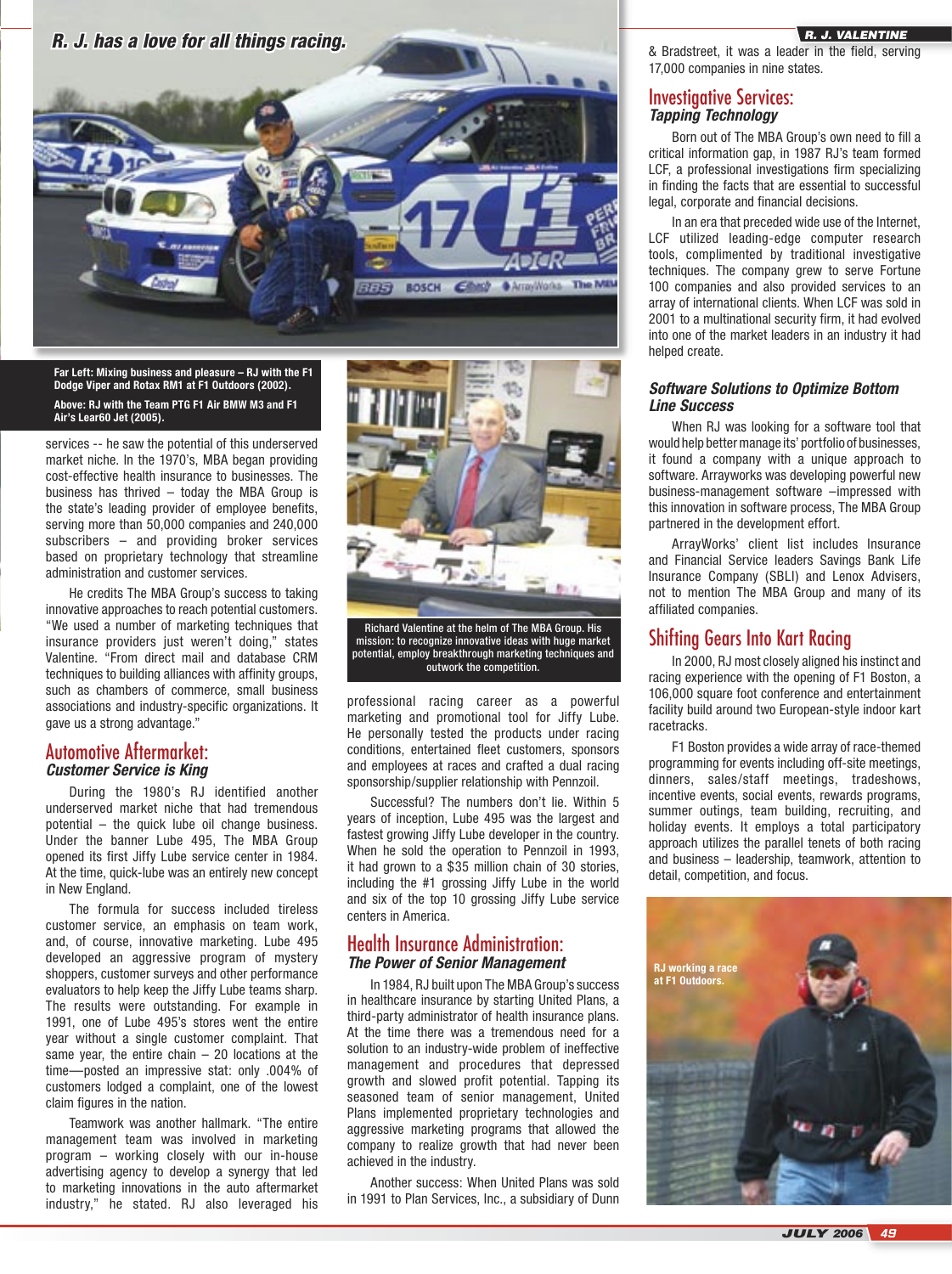R. J. has a love for all things racing.

**Far Left: Mixing business and pleasure – RJ with the F1 Dodge Viper and Rotax RM1 at F1 Outdoors (2002).**

**Above: RJ with the Team PTG F1 Air BMW M3 and F1 Air's Lear60 Jet (2005).**

services -- he saw the potential of this underserved market niche. In the 1970's, MBA began providing cost-effective health insurance to businesses. The business has thrived – today the MBA Group is the state's leading provider of employee benefits, serving more than 50,000 companies and 240,000 subscribers – and providing broker services based on proprietary technology that streamline administration and customer services.

He credits The MBA Group's success to taking innovative approaches to reach potential customers. "We used a number of marketing techniques that insurance providers just weren't doing," states Valentine. "From direct mail and database CRM techniques to building alliances with affinity groups, such as chambers of commerce, small business associations and industry-specific organizations. It gave us a strong advantage."

## Automotive Aftermarket:
### *Customer Service is King*

During the 1980's RJ identified another underserved market niche that had tremendous potential – the quick lube oil change business. Under the banner Lube 495, The MBA Group opened its first Jiffy Lube service center in 1984. At the time, quick-lube was an entirely new concept in New England.

The formula for success included tireless customer service, an emphasis on team work, and, of course, innovative marketing. Lube 495 developed an aggressive program of mystery shoppers, customer surveys and other performance evaluators to help keep the Jiffy Lube teams sharp. The results were outstanding. For example in 1991, one of Lube 495's stores went the entire year without a single customer complaint. That same year, the entire chain – 20 locations at the time—posted an impressive stat: only .004% of customers lodged a complaint, one of the lowest claim figures in the nation.

Teamwork was another hallmark. "The entire management team was involved in marketing program – working closely with our in-house advertising agency to develop a synergy that led to marketing innovations in the auto aftermarket industry," he stated. RJ also leveraged his professional racing career as a powerful marketing and promotional tool for Jiffy Lube. He personally tested the products under racing conditions, entertained fleet customers, sponsors and employees at races and crafted a dual racing sponsorship/supplier relationship with Pennzoil.

**Richard Valentine at the helm of The MBA Group. His mission: to recognize innovative ideas with huge market potential, employ breakthrough marketing techniques and outwork the competition.**

Successful? The numbers don't lie. Within 5 years of inception, Lube 495 was the largest and fastest growing Jiffy Lube developer in the country. When he sold the operation to Pennzoil in 1993, it had grown to a $35 million chain of 30 stories, including the #1 grossing Jiffy Lube in the world and six of the top 10 grossing Jiffy Lube service centers in America.

## Health Insurance Administration:
### *The Power of Senior Management*

In 1984, RJ built upon The MBA Group's success in healthcare insurance by starting United Plans, a third-party administrator of health insurance plans. At the time there was a tremendous need for a solution to an industry-wide problem of ineffective management and procedures that depressed growth and slowed profit potential. Tapping its seasoned team of senior management, United Plans implemented proprietary technologies and aggressive marketing programs that allowed the company to realize growth that had never been achieved in the industry.

Another success: When United Plans was sold in 1991 to Plan Services, Inc., a subsidiary of Dunn & Bradstreet, it was a leader in the field, serving 17,000 companies in nine states.

## Investigative Services:
### *Tapping Technology*

Born out of The MBA Group's own need to fill a critical information gap, in 1987 RJ's team formed LCF, a professional investigations firm specializing in finding the facts that are essential to successful legal, corporate and financial decisions.

In an era that preceded wide use of the Internet, LCF utilized leading-edge computer research tools, complimented by traditional investigative techniques. The company grew to serve Fortune 100 companies and also provided services to an array of international clients. When LCF was sold in 2001 to a multinational security firm, it had evolved into one of the market leaders in an industry it had helped create.

### *Software Solutions to Optimize Bottom Line Success*

When RJ was looking for a software tool that would help better manage its' portfolio of businesses, it found a company with a unique approach to software. Arrayworks was developing powerful new business-management software –impressed with this innovation in software process, The MBA Group partnered in the development effort.

ArrayWorks' client list includes Insurance and Financial Service leaders Savings Bank Life Insurance Company (SBLI) and Lenox Advisers, not to mention The MBA Group and many of its affiliated companies.

## Shifting Gears Into Kart Racing

In 2000, RJ most closely aligned his instinct and racing experience with the opening of F1 Boston, a 106,000 square foot conference and entertainment facility build around two European-style indoor kart racetracks.

F1 Boston provides a wide array of race-themed programming for events including off-site meetings, dinners, sales/staff meetings, tradeshows, incentive events, social events, rewards programs, summer outings, team building, recruiting, and holiday events. It employs a total participatory approach utilizes the parallel tenets of both racing and business – leadership, teamwork, attention to detail, competition, and focus.

**RJ working a race at F1 Outdoors.**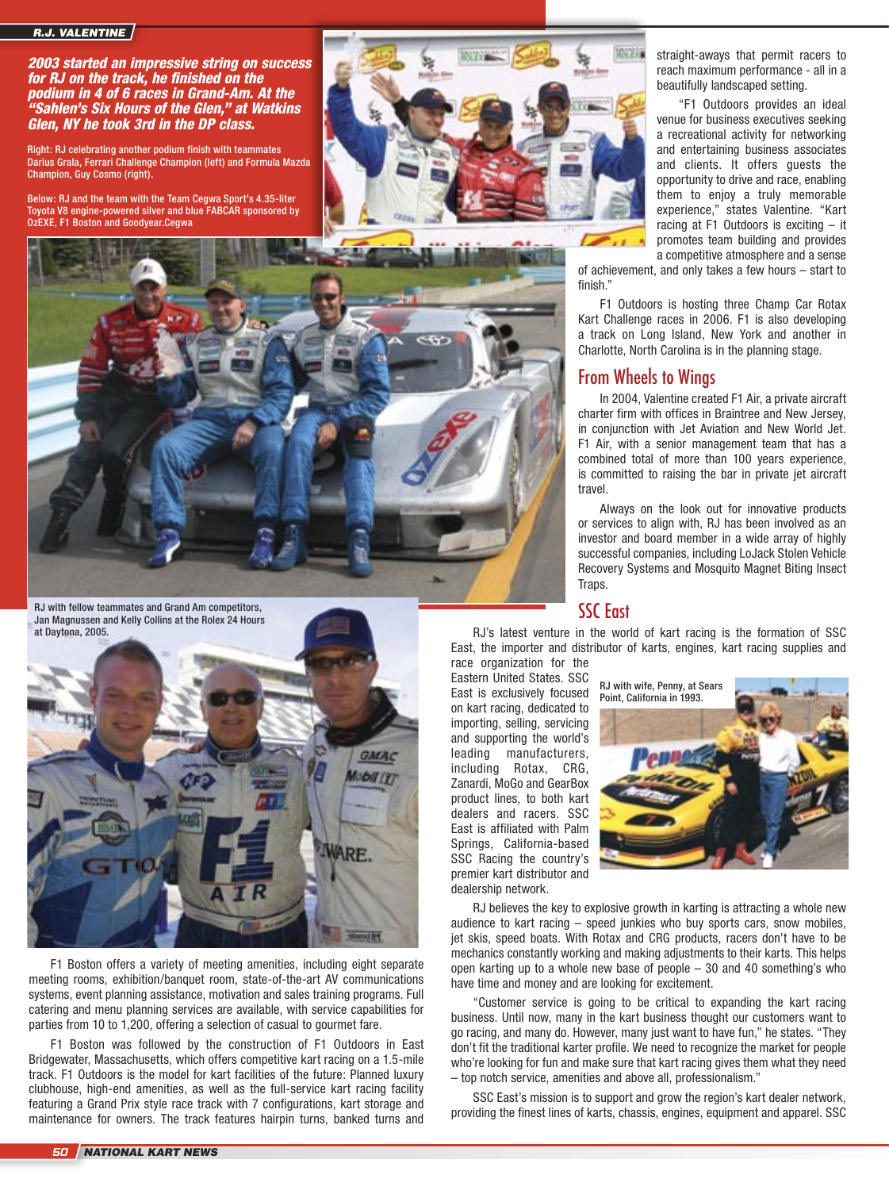***2003 started an impressive string on success for RJ on the track, he finished on the podium in 4 of 6 races in Grand-Am. At the "Sahlen's Six Hours of the Glen," at Watkins Glen, NY he took 3rd in the DP class.***

Right: RJ celebrating another podium finish with teammates Darius Grala, Ferrari Challenge Champion (left) and Formula Mazda Champion, Guy Cosmo (right).

Below: RJ and the team with the Team Cegwa Sport's 4.35-liter Toyota V8 engine-powered silver and blue FABCAR sponsored by OzEXE, F1 Boston and Goodyear.Cegwa

RJ with fellow teammates and Grand Am competitors, Jan Magnussen and Kelly Collins at the Rolex 24 Hours at Daytona, 2005.

F1 Boston offers a variety of meeting amenities, including eight separate meeting rooms, exhibition/banquet room, state-of-the-art AV communications systems, event planning assistance, motivation and sales training programs. Full catering and menu planning services are available, with service capabilities for parties from 10 to 1,200, offering a selection of casual to gourmet fare.

F1 Boston was followed by the construction of F1 Outdoors in East Bridgewater, Massachusetts, which offers competitive kart racing on a 1.5-mile track. F1 Outdoors is the model for kart facilities of the future: Planned luxury clubhouse, high-end amenities, as well as the full-service kart racing facility featuring a Grand Prix style race track with 7 configurations, kart storage and maintenance for owners. The track features hairpin turns, banked turns and straight-aways that permit racers to reach maximum performance - all in a beautifully landscaped setting.

"F1 Outdoors provides an ideal venue for business executives seeking a recreational activity for networking and entertaining business associates and clients. It offers guests the opportunity to drive and race, enabling them to enjoy a truly memorable experience," states Valentine. "Kart racing at F1 Outdoors is exciting – it promotes team building and provides a competitive atmosphere and a sense of achievement, and only takes a few hours – start to finish."

F1 Outdoors is hosting three Champ Car Rotax Kart Challenge races in 2006. F1 is also developing a track on Long Island, New York and another in Charlotte, North Carolina is in the planning stage.

## From Wheels to Wings

In 2004, Valentine created F1 Air, a private aircraft charter firm with offices in Braintree and New Jersey, in conjunction with Jet Aviation and New World Jet. F1 Air, with a senior management team that has a combined total of more than 100 years experience, is committed to raising the bar in private jet aircraft travel.

Always on the look out for innovative products or services to align with, RJ has been involved as an investor and board member in a wide array of highly successful companies, including LoJack Stolen Vehicle Recovery Systems and Mosquito Magnet Biting Insect Traps.

## SSC East

RJ's latest venture in the world of kart racing is the formation of SSC East, the importer and distributor of karts, engines, kart racing supplies and race organization for the Eastern United States. SSC East is exclusively focused on kart racing, dedicated to importing, selling, servicing and supporting the world's leading manufacturers, including Rotax, CRG, Zanardi, MoGo and GearBox product lines, to both kart dealers and racers. SSC East is affiliated with Palm Springs, California-based SSC Racing the country's premier kart distributor and dealership network.

RJ with wife, Penny, at Sears Point, California in 1993.

RJ believes the key to explosive growth in karting is attracting a whole new audience to kart racing – speed junkies who buy sports cars, snow mobiles, jet skis, speed boats. With Rotax and CRG products, racers don't have to be mechanics constantly working and making adjustments to their karts. This helps open karting up to a whole new base of people – 30 and 40 something's who have time and money and are looking for excitement.

"Customer service is going to be critical to expanding the kart racing business. Until now, many in the kart business thought our customers want to go racing, and many do. However, many just want to have fun," he states. "They don't fit the traditional karter profile. We need to recognize the market for people who're looking for fun and make sure that kart racing gives them what they need – top notch service, amenities and above all, professionalism."

SSC East's mission is to support and grow the region's kart dealer network, providing the finest lines of karts, chassis, engines, equipment and apparel. SSC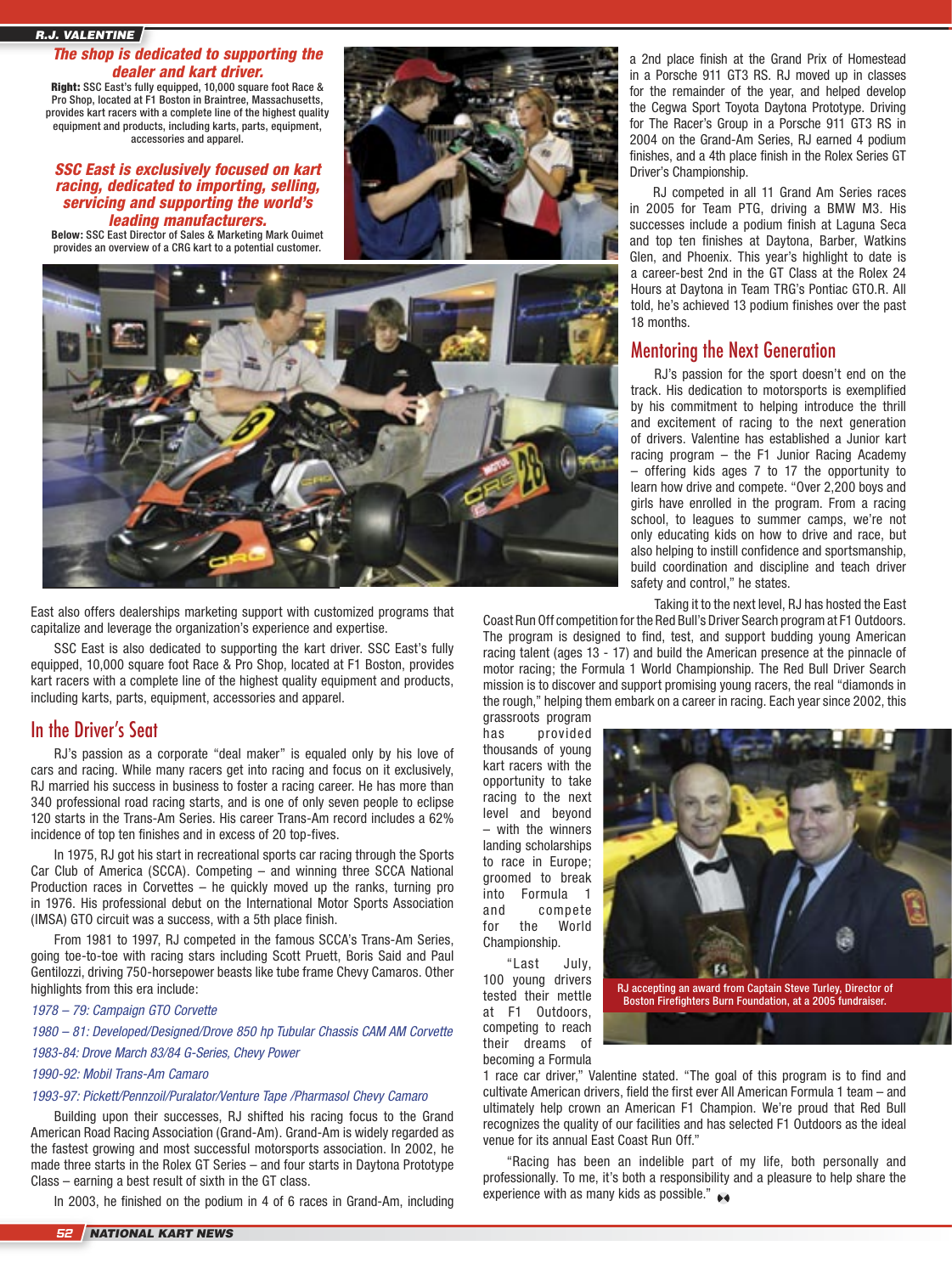***The shop is dedicated to supporting the dealer and kart driver.***

**Right:** SSC East's fully equipped, 10,000 square foot Race & Pro Shop, located at F1 Boston in Braintree, Massachusetts, provides kart racers with a complete line of the highest quality equipment and products, including karts, parts, equipment, accessories and apparel.

***SSC East is exclusively focused on kart racing, dedicated to importing, selling, servicing and supporting the world's leading manufacturers.***

**Below:** SSC East Director of Sales & Marketing Mark Ouimet provides an overview of a CRG kart to a potential customer.

East also offers dealerships marketing support with customized programs that capitalize and leverage the organization's experience and expertise.

SSC East is also dedicated to supporting the kart driver. SSC East's fully equipped, 10,000 square foot Race & Pro Shop, located at F1 Boston, provides kart racers with a complete line of the highest quality equipment and products, including karts, parts, equipment, accessories and apparel.

## In the Driver's Seat

RJ's passion as a corporate "deal maker" is equaled only by his love of cars and racing. While many racers get into racing and focus on it exclusively, RJ married his success in business to foster a racing career. He has more than 340 professional road racing starts, and is one of only seven people to eclipse 120 starts in the Trans-Am Series. His career Trans-Am record includes a 62% incidence of top ten finishes and in excess of 20 top-fives.

In 1975, RJ got his start in recreational sports car racing through the Sports Car Club of America (SCCA). Competing – and winning three SCCA National Production races in Corvettes – he quickly moved up the ranks, turning pro in 1976. His professional debut on the International Motor Sports Association (IMSA) GTO circuit was a success, with a 5th place finish.

From 1981 to 1997, RJ competed in the famous SCCA's Trans-Am Series, going toe-to-toe with racing stars including Scott Pruett, Boris Said and Paul Gentilozzi, driving 750-horsepower beasts like tube frame Chevy Camaros. Other highlights from this era include:

*1978 – 79: Campaign GTO Corvette*

*1980 – 81: Developed/Designed/Drove 850 hp Tubular Chassis CAM AM Corvette*

*1983-84: Drove March 83/84 G-Series, Chevy Power*

*1990-92: Mobil Trans-Am Camaro*

*1993-97: Pickett/Pennzoil/Puralator/Venture Tape /Pharmasol Chevy Camaro*

Building upon their successes, RJ shifted his racing focus to the Grand American Road Racing Association (Grand-Am). Grand-Am is widely regarded as the fastest growing and most successful motorsports association. In 2002, he made three starts in the Rolex GT Series – and four starts in Daytona Prototype Class – earning a best result of sixth in the GT class.

In 2003, he finished on the podium in 4 of 6 races in Grand-Am, including a 2nd place finish at the Grand Prix of Homestead in a Porsche 911 GT3 RS. RJ moved up in classes for the remainder of the year, and helped develop the Cegwa Sport Toyota Daytona Prototype. Driving for The Racer's Group in a Porsche 911 GT3 RS in 2004 on the Grand-Am Series, RJ earned 4 podium finishes, and a 4th place finish in the Rolex Series GT Driver's Championship.

RJ competed in all 11 Grand Am Series races in 2005 for Team PTG, driving a BMW M3. His successes include a podium finish at Laguna Seca and top ten finishes at Daytona, Barber, Watkins Glen, and Phoenix. This year's highlight to date is a career-best 2nd in the GT Class at the Rolex 24 Hours at Daytona in Team TRG's Pontiac GTO.R. All told, he's achieved 13 podium finishes over the past 18 months.

## Mentoring the Next Generation

RJ's passion for the sport doesn't end on the track. His dedication to motorsports is exemplified by his commitment to helping introduce the thrill and excitement of racing to the next generation of drivers. Valentine has established a Junior kart racing program – the F1 Junior Racing Academy – offering kids ages 7 to 17 the opportunity to learn how drive and compete. "Over 2,200 boys and girls have enrolled in the program. From a racing school, to leagues to summer camps, we're not only educating kids on how to drive and race, but also helping to instill confidence and sportsmanship, build coordination and discipline and teach driver safety and control," he states.

Taking it to the next level, RJ has hosted the East Coast Run Off competition for the Red Bull's Driver Search program at F1 Outdoors. The program is designed to find, test, and support budding young American racing talent (ages 13 - 17) and build the American presence at the pinnacle of motor racing; the Formula 1 World Championship. The Red Bull Driver Search mission is to discover and support promising young racers, the real "diamonds in the rough," helping them embark on a career in racing. Each year since 2002, this grassroots program has provided thousands of young kart racers with the opportunity to take racing to the next level and beyond – with the winners landing scholarships to race in Europe; groomed to break into Formula 1 and compete for the World Championship.

RJ accepting an award from Captain Steve Turley, Director of Boston Firefighters Burn Foundation, at a 2005 fundraiser.

"Last July, 100 young drivers tested their mettle at F1 Outdoors, competing to reach their dreams of becoming a Formula 1 race car driver," Valentine stated. "The goal of this program is to find and cultivate American drivers, field the first ever All American Formula 1 team – and ultimately help crown an American F1 Champion. We're proud that Red Bull recognizes the quality of our facilities and has selected F1 Outdoors as the ideal venue for its annual East Coast Run Off."

"Racing has been an indelible part of my life, both personally and professionally. To me, it's both a responsibility and a pleasure to help share the experience with as many kids as possible."